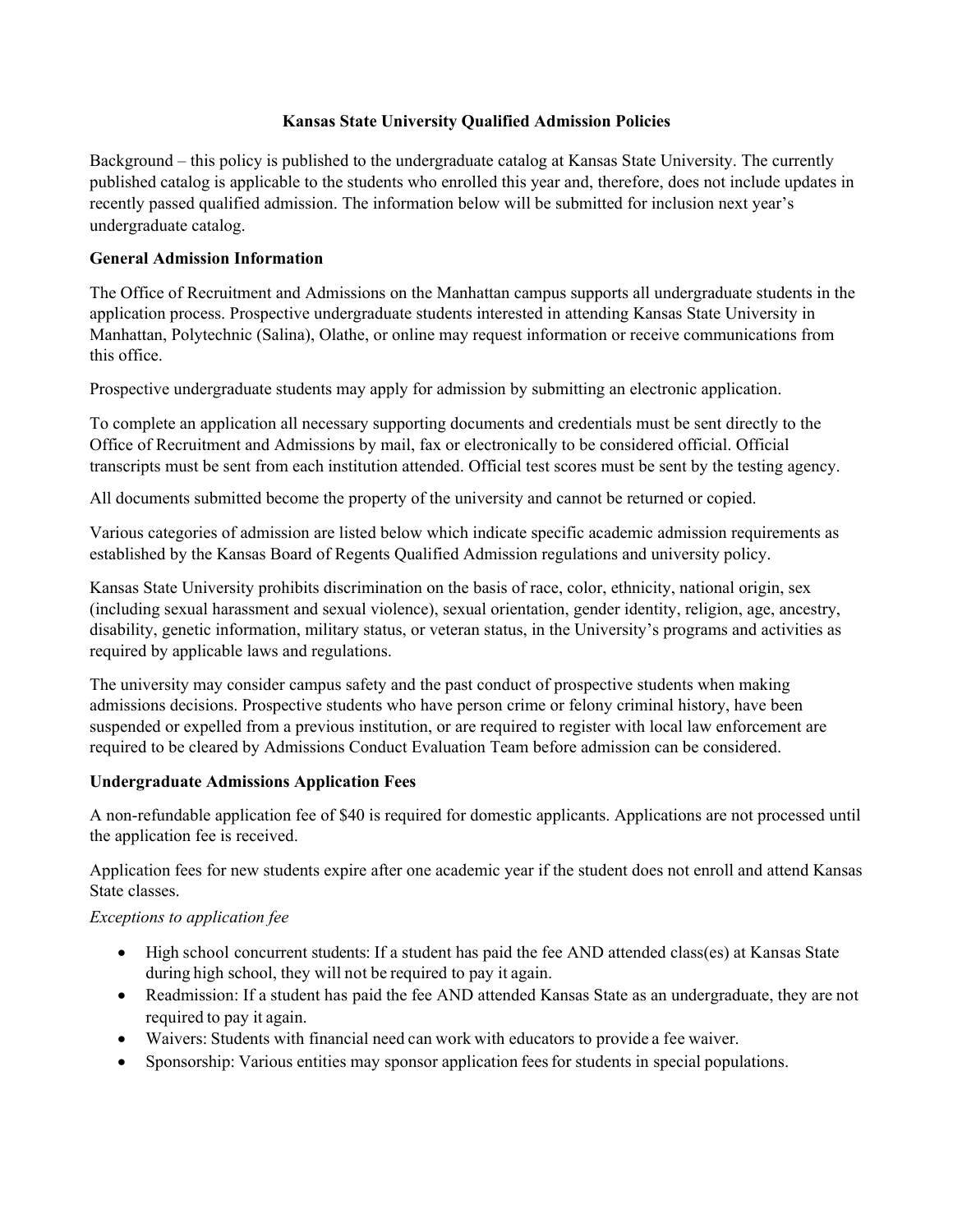# Kansas State University Qualified Admission Policies

Background – this policy is published to the undergraduate catalog at Kansas State University. The currently published catalog is applicable to the students who enrolled this year and, therefore, does not include updates in recently passed qualified admission. The information below will be submitted for inclusion next year's undergraduate catalog.

## General Admission Information

The Office of Recruitment and Admissions on the Manhattan campus supports all undergraduate students in the application process. Prospective undergraduate students interested in attending Kansas State University in Manhattan, Polytechnic (Salina), Olathe, or online may request information or receive communications from this office.

Prospective undergraduate students may apply for admission by submitting an electronic application.

To complete an application all necessary supporting documents and credentials must be sent directly to the Office of Recruitment and Admissions by mail, fax or electronically to be considered official. Official transcripts must be sent from each institution attended. Official test scores must be sent by the testing agency.

All documents submitted become the property of the university and cannot be returned or copied.

Various categories of admission are listed below which indicate specific academic admission requirements as established by the Kansas Board of Regents Qualified Admission regulations and university policy.

Kansas State University prohibits discrimination on the basis of race, color, ethnicity, national origin, sex (including sexual harassment and sexual violence), sexual orientation, gender identity, religion, age, ancestry, disability, genetic information, military status, or veteran status, in the University's programs and activities as required by applicable laws and regulations.

The university may consider campus safety and the past conduct of prospective students when making admissions decisions. Prospective students who have person crime or felony criminal history, have been suspended or expelled from a previous institution, or are required to register with local law enforcement are required to be cleared by Admissions Conduct Evaluation Team before admission can be considered.

## Undergraduate Admissions Application Fees

A non-refundable application fee of $40 is required for domestic applicants. Applications are not processed until the application fee is received.

Application fees for new students expire after one academic year if the student does not enroll and attend Kansas State classes.

*Exceptions to application fee*

- High school concurrent students: If a student has paid the fee AND attended class(es) at Kansas State during high school, they will not be required to pay it again.
- Readmission: If a student has paid the fee AND attended Kansas State as an undergraduate, they are not required to pay it again.
- Waivers: Students with financial need can work with educators to provide a fee waiver.
- Sponsorship: Various entities may sponsor application fees for students in special populations.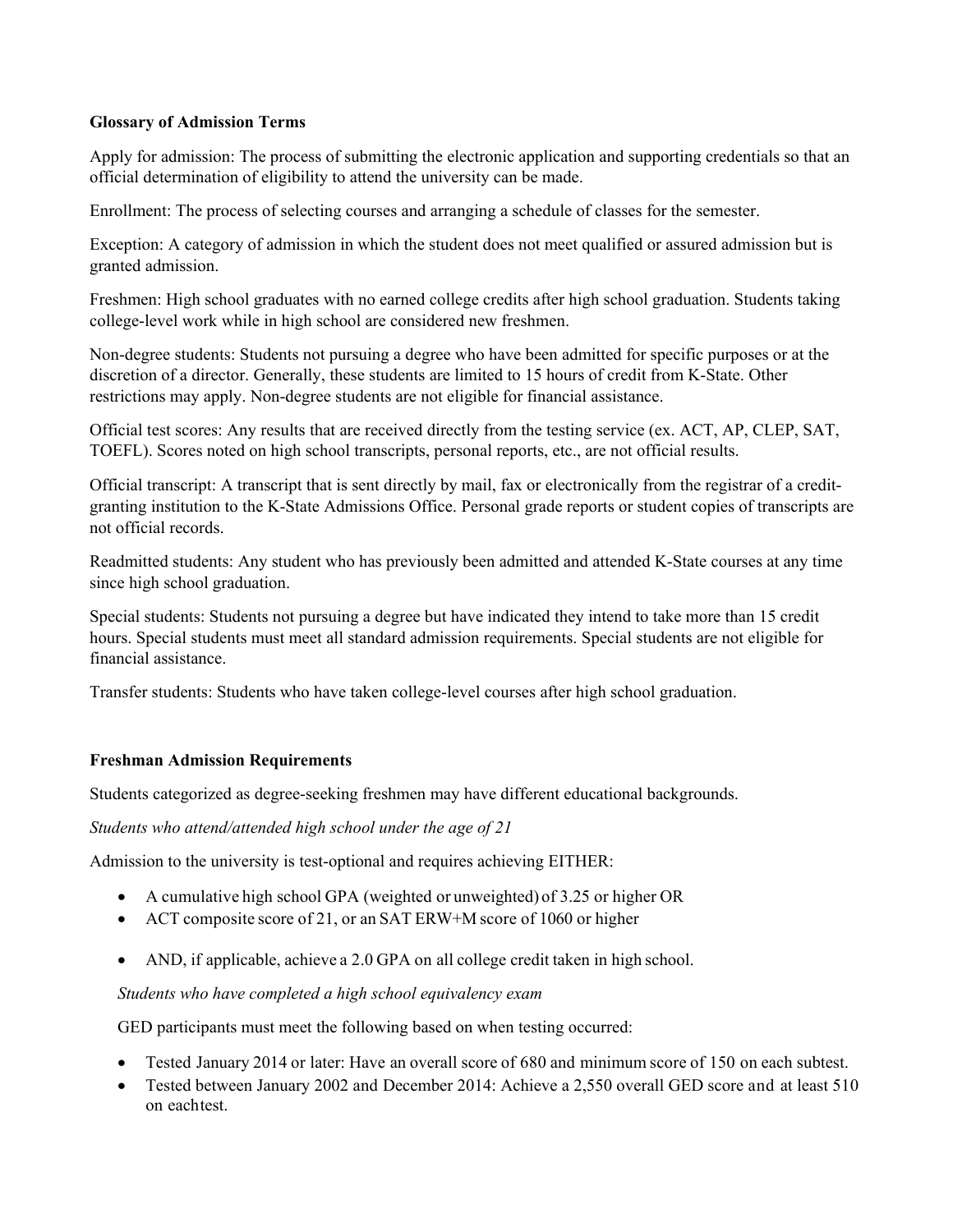**Glossary of Admission Terms**

Apply for admission: The process of submitting the electronic application and supporting credentials so that an official determination of eligibility to attend the university can be made.

Enrollment: The process of selecting courses and arranging a schedule of classes for the semester.

Exception: A category of admission in which the student does not meet qualified or assured admission but is granted admission.

Freshmen: High school graduates with no earned college credits after high school graduation. Students taking college-level work while in high school are considered new freshmen.

Non-degree students: Students not pursuing a degree who have been admitted for specific purposes or at the discretion of a director. Generally, these students are limited to 15 hours of credit from K-State. Other restrictions may apply. Non-degree students are not eligible for financial assistance.

Official test scores: Any results that are received directly from the testing service (ex. ACT, AP, CLEP, SAT, TOEFL). Scores noted on high school transcripts, personal reports, etc., are not official results.

Official transcript: A transcript that is sent directly by mail, fax or electronically from the registrar of a credit-granting institution to the K-State Admissions Office. Personal grade reports or student copies of transcripts are not official records.

Readmitted students: Any student who has previously been admitted and attended K-State courses at any time since high school graduation.

Special students: Students not pursuing a degree but have indicated they intend to take more than 15 credit hours. Special students must meet all standard admission requirements. Special students are not eligible for financial assistance.

Transfer students: Students who have taken college-level courses after high school graduation.

**Freshman Admission Requirements**

Students categorized as degree-seeking freshmen may have different educational backgrounds.

*Students who attend/attended high school under the age of 21*

Admission to the university is test-optional and requires achieving EITHER:

- A cumulative high school GPA (weighted or unweighted) of 3.25 or higher OR
- ACT composite score of 21, or an SAT ERW+M score of 1060 or higher

- AND, if applicable, achieve a 2.0 GPA on all college credit taken in high school.

*Students who have completed a high school equivalency exam*

GED participants must meet the following based on when testing occurred:

- Tested January 2014 or later: Have an overall score of 680 and minimum score of 150 on each subtest.
- Tested between January 2002 and December 2014: Achieve a 2,550 overall GED score and at least 510 on eachtest.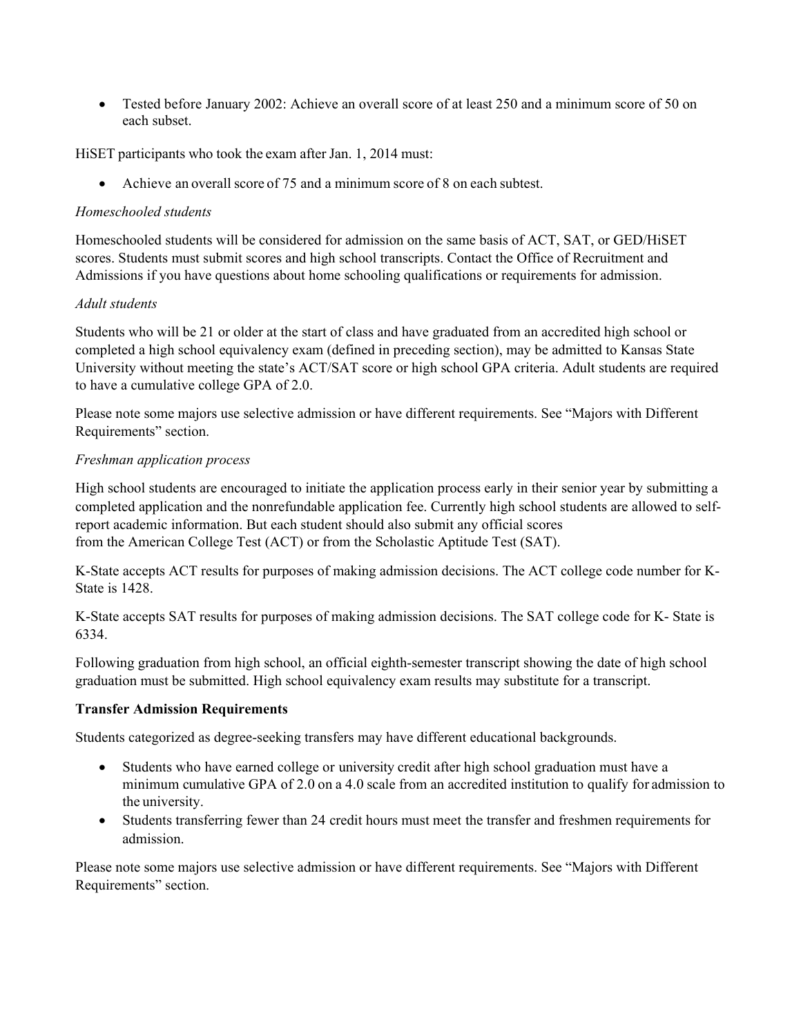- Tested before January 2002: Achieve an overall score of at least 250 and a minimum score of 50 on each subset.

HiSET participants who took the exam after Jan. 1, 2014 must:

- Achieve an overall score of 75 and a minimum score of 8 on each subtest.

*Homeschooled students*

Homeschooled students will be considered for admission on the same basis of ACT, SAT, or GED/HiSET scores. Students must submit scores and high school transcripts. Contact the Office of Recruitment and Admissions if you have questions about home schooling qualifications or requirements for admission.

*Adult students*

Students who will be 21 or older at the start of class and have graduated from an accredited high school or completed a high school equivalency exam (defined in preceding section), may be admitted to Kansas State University without meeting the state's ACT/SAT score or high school GPA criteria. Adult students are required to have a cumulative college GPA of 2.0.

Please note some majors use selective admission or have different requirements. See "Majors with Different Requirements" section.

*Freshman application process*

High school students are encouraged to initiate the application process early in their senior year by submitting a completed application and the nonrefundable application fee. Currently high school students are allowed to self-report academic information. But each student should also submit any official scores from the American College Test (ACT) or from the Scholastic Aptitude Test (SAT).

K-State accepts ACT results for purposes of making admission decisions. The ACT college code number for K-State is 1428.

K-State accepts SAT results for purposes of making admission decisions. The SAT college code for K- State is 6334.

Following graduation from high school, an official eighth-semester transcript showing the date of high school graduation must be submitted. High school equivalency exam results may substitute for a transcript.

**Transfer Admission Requirements**

Students categorized as degree-seeking transfers may have different educational backgrounds.

- Students who have earned college or university credit after high school graduation must have a minimum cumulative GPA of 2.0 on a 4.0 scale from an accredited institution to qualify for admission to the university.
- Students transferring fewer than 24 credit hours must meet the transfer and freshmen requirements for admission.

Please note some majors use selective admission or have different requirements. See "Majors with Different Requirements" section.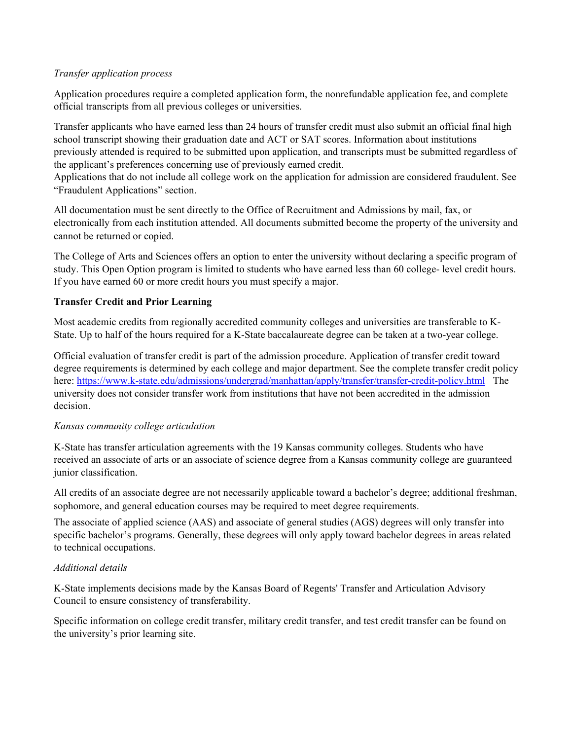*Transfer application process*

Application procedures require a completed application form, the nonrefundable application fee, and complete official transcripts from all previous colleges or universities.

Transfer applicants who have earned less than 24 hours of transfer credit must also submit an official final high school transcript showing their graduation date and ACT or SAT scores. Information about institutions previously attended is required to be submitted upon application, and transcripts must be submitted regardless of the applicant's preferences concerning use of previously earned credit.
Applications that do not include all college work on the application for admission are considered fraudulent. See "Fraudulent Applications" section.

All documentation must be sent directly to the Office of Recruitment and Admissions by mail, fax, or electronically from each institution attended. All documents submitted become the property of the university and cannot be returned or copied.

The College of Arts and Sciences offers an option to enter the university without declaring a specific program of study. This Open Option program is limited to students who have earned less than 60 college- level credit hours. If you have earned 60 or more credit hours you must specify a major.

**Transfer Credit and Prior Learning**

Most academic credits from regionally accredited community colleges and universities are transferable to K-State. Up to half of the hours required for a K-State baccalaureate degree can be taken at a two-year college.

Official evaluation of transfer credit is part of the admission procedure. Application of transfer credit toward degree requirements is determined by each college and major department. See the complete transfer credit policy here: https://www.k-state.edu/admissions/undergrad/manhattan/apply/transfer/transfer-credit-policy.html The university does not consider transfer work from institutions that have not been accredited in the admission decision.

*Kansas community college articulation*

K-State has transfer articulation agreements with the 19 Kansas community colleges. Students who have received an associate of arts or an associate of science degree from a Kansas community college are guaranteed junior classification.

All credits of an associate degree are not necessarily applicable toward a bachelor's degree; additional freshman, sophomore, and general education courses may be required to meet degree requirements.

The associate of applied science (AAS) and associate of general studies (AGS) degrees will only transfer into specific bachelor's programs. Generally, these degrees will only apply toward bachelor degrees in areas related to technical occupations.

*Additional details*

K-State implements decisions made by the Kansas Board of Regents' Transfer and Articulation Advisory Council to ensure consistency of transferability.

Specific information on college credit transfer, military credit transfer, and test credit transfer can be found on the university's prior learning site.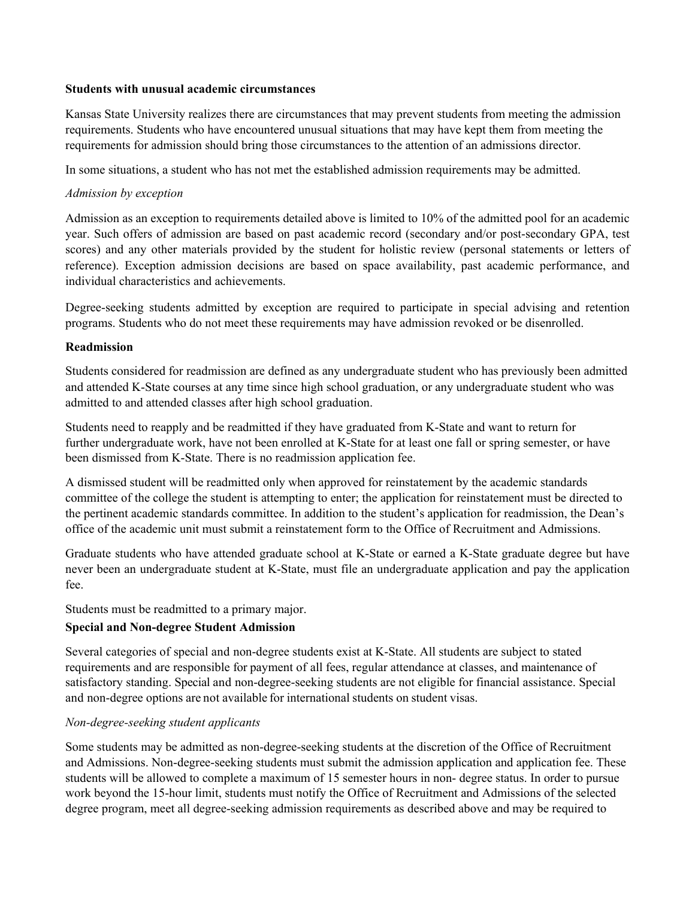**Students with unusual academic circumstances**

Kansas State University realizes there are circumstances that may prevent students from meeting the admission requirements. Students who have encountered unusual situations that may have kept them from meeting the requirements for admission should bring those circumstances to the attention of an admissions director.

In some situations, a student who has not met the established admission requirements may be admitted.

*Admission by exception*

Admission as an exception to requirements detailed above is limited to 10% of the admitted pool for an academic year. Such offers of admission are based on past academic record (secondary and/or post-secondary GPA, test scores) and any other materials provided by the student for holistic review (personal statements or letters of reference). Exception admission decisions are based on space availability, past academic performance, and individual characteristics and achievements.

Degree-seeking students admitted by exception are required to participate in special advising and retention programs. Students who do not meet these requirements may have admission revoked or be disenrolled.

**Readmission**

Students considered for readmission are defined as any undergraduate student who has previously been admitted and attended K-State courses at any time since high school graduation, or any undergraduate student who was admitted to and attended classes after high school graduation.

Students need to reapply and be readmitted if they have graduated from K-State and want to return for further undergraduate work, have not been enrolled at K-State for at least one fall or spring semester, or have been dismissed from K-State. There is no readmission application fee.

A dismissed student will be readmitted only when approved for reinstatement by the academic standards committee of the college the student is attempting to enter; the application for reinstatement must be directed to the pertinent academic standards committee. In addition to the student's application for readmission, the Dean's office of the academic unit must submit a reinstatement form to the Office of Recruitment and Admissions.

Graduate students who have attended graduate school at K-State or earned a K-State graduate degree but have never been an undergraduate student at K-State, must file an undergraduate application and pay the application fee.

Students must be readmitted to a primary major.

**Special and Non-degree Student Admission**

Several categories of special and non-degree students exist at K-State. All students are subject to stated requirements and are responsible for payment of all fees, regular attendance at classes, and maintenance of satisfactory standing. Special and non-degree-seeking students are not eligible for financial assistance. Special and non-degree options are not available for international students on student visas.

*Non-degree-seeking student applicants*

Some students may be admitted as non-degree-seeking students at the discretion of the Office of Recruitment and Admissions. Non-degree-seeking students must submit the admission application and application fee. These students will be allowed to complete a maximum of 15 semester hours in non- degree status. In order to pursue work beyond the 15-hour limit, students must notify the Office of Recruitment and Admissions of the selected degree program, meet all degree-seeking admission requirements as described above and may be required to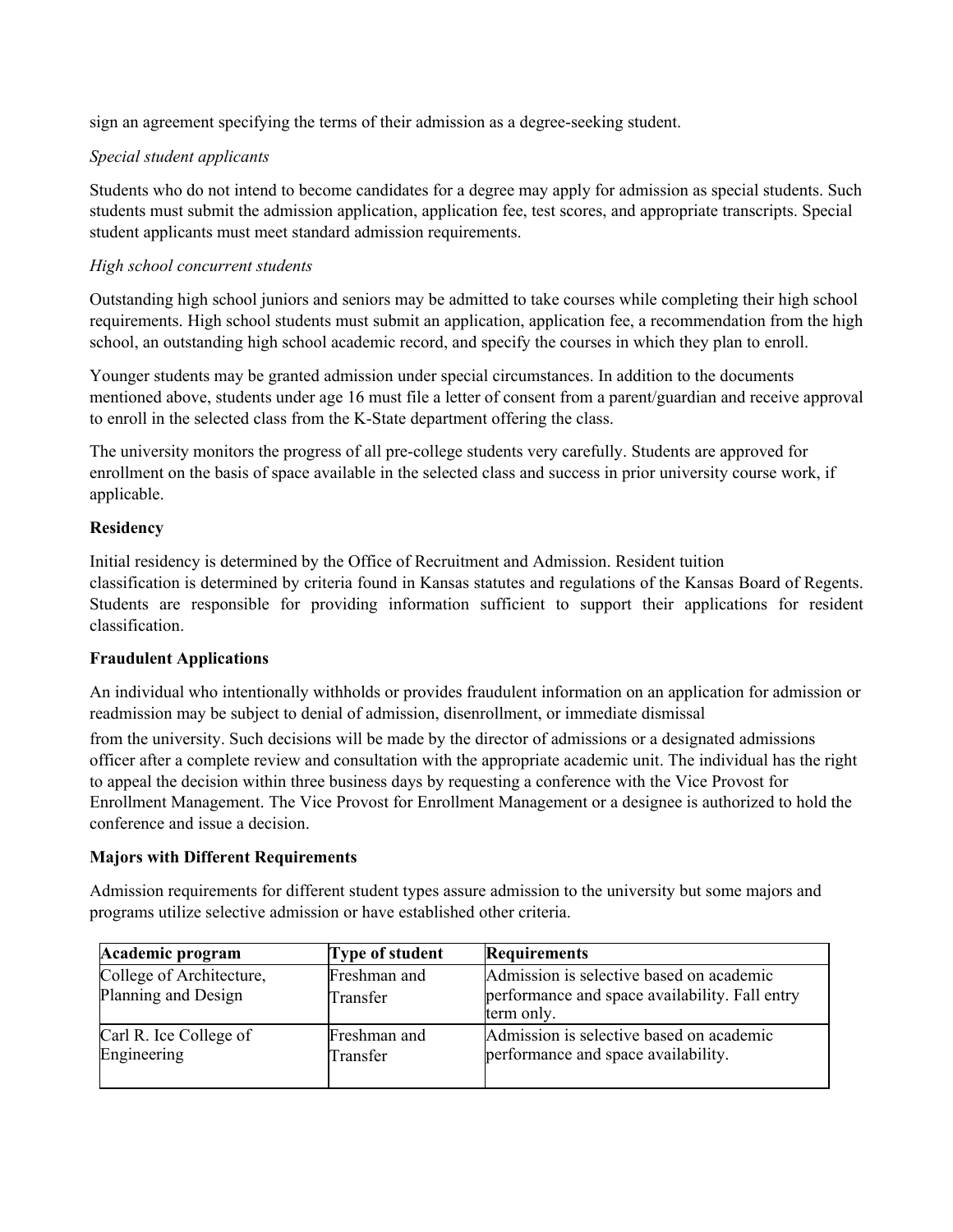sign an agreement specifying the terms of their admission as a degree-seeking student.

*Special student applicants*

Students who do not intend to become candidates for a degree may apply for admission as special students. Such students must submit the admission application, application fee, test scores, and appropriate transcripts. Special student applicants must meet standard admission requirements.

*High school concurrent students*

Outstanding high school juniors and seniors may be admitted to take courses while completing their high school requirements. High school students must submit an application, application fee, a recommendation from the high school, an outstanding high school academic record, and specify the courses in which they plan to enroll.

Younger students may be granted admission under special circumstances. In addition to the documents mentioned above, students under age 16 must file a letter of consent from a parent/guardian and receive approval to enroll in the selected class from the K-State department offering the class.

The university monitors the progress of all pre-college students very carefully. Students are approved for enrollment on the basis of space available in the selected class and success in prior university course work, if applicable.

**Residency**

Initial residency is determined by the Office of Recruitment and Admission. Resident tuition classification is determined by criteria found in Kansas statutes and regulations of the Kansas Board of Regents. Students are responsible for providing information sufficient to support their applications for resident classification.

**Fraudulent Applications**

An individual who intentionally withholds or provides fraudulent information on an application for admission or readmission may be subject to denial of admission, disenrollment, or immediate dismissal from the university. Such decisions will be made by the director of admissions or a designated admissions officer after a complete review and consultation with the appropriate academic unit. The individual has the right to appeal the decision within three business days by requesting a conference with the Vice Provost for Enrollment Management. The Vice Provost for Enrollment Management or a designee is authorized to hold the conference and issue a decision.

**Majors with Different Requirements**

Admission requirements for different student types assure admission to the university but some majors and programs utilize selective admission or have established other criteria.

| Academic program | Type of student | Requirements |
|---|---|---|
| College of Architecture, Planning and Design | Freshman and Transfer | Admission is selective based on academic performance and space availability. Fall entry term only. |
| Carl R. Ice College of Engineering | Freshman and Transfer | Admission is selective based on academic performance and space availability. |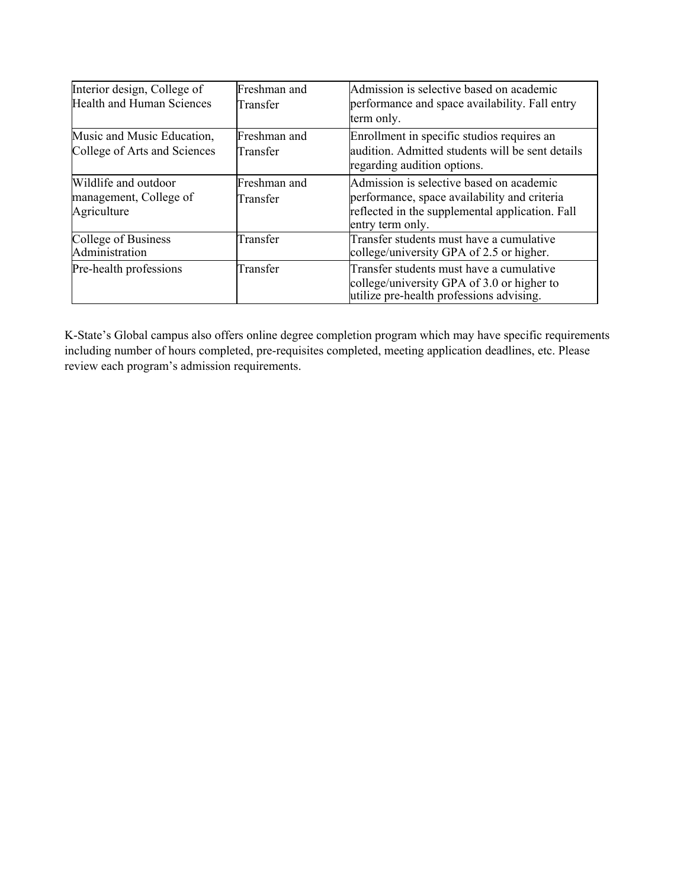| | | |
|---|---|---|
| Interior design, College of Health and Human Sciences | Freshman and Transfer | Admission is selective based on academic performance and space availability. Fall entry term only. |
| Music and Music Education, College of Arts and Sciences | Freshman and Transfer | Enrollment in specific studios requires an audition. Admitted students will be sent details regarding audition options. |
| Wildlife and outdoor management, College of Agriculture | Freshman and Transfer | Admission is selective based on academic performance, space availability and criteria reflected in the supplemental application. Fall entry term only. |
| College of Business Administration | Transfer | Transfer students must have a cumulative college/university GPA of 2.5 or higher. |
| Pre-health professions | Transfer | Transfer students must have a cumulative college/university GPA of 3.0 or higher to utilize pre-health professions advising. |

K-State's Global campus also offers online degree completion program which may have specific requirements including number of hours completed, pre-requisites completed, meeting application deadlines, etc. Please review each program's admission requirements.